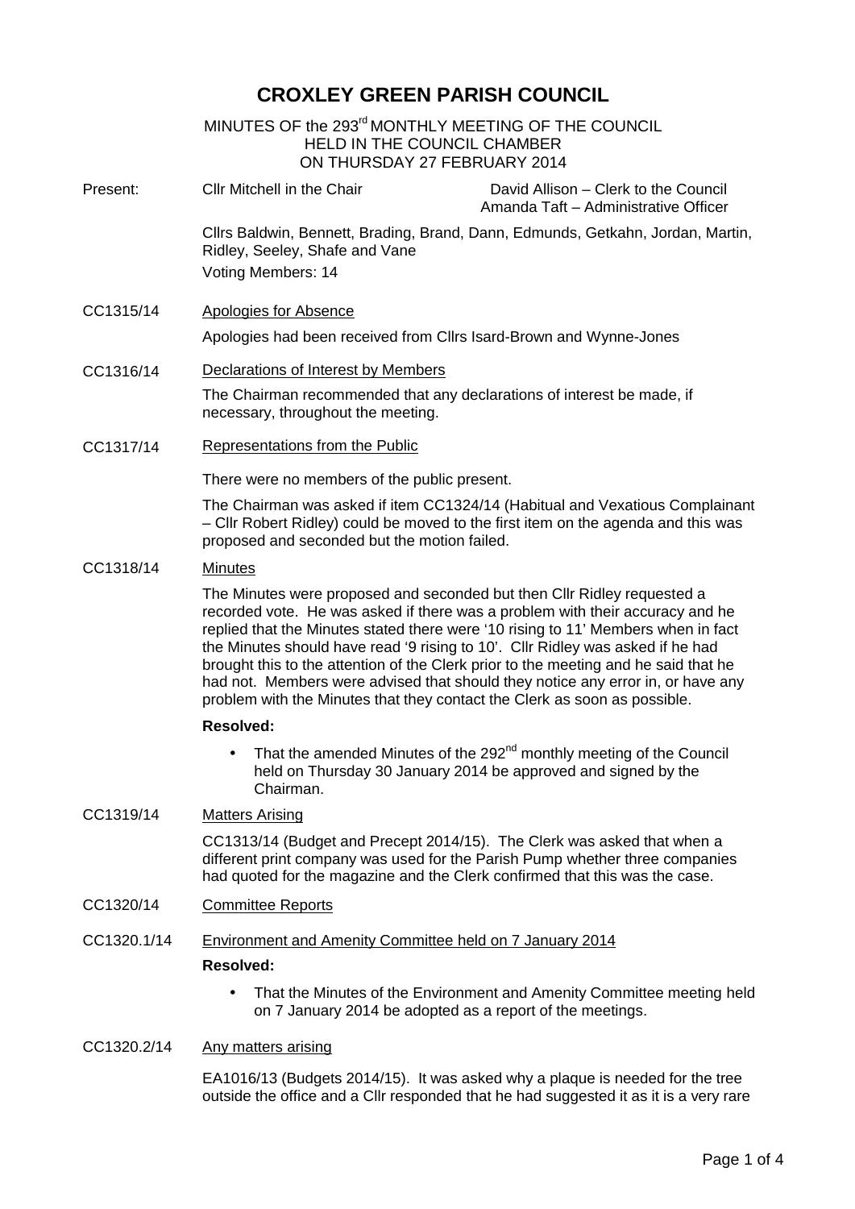# CROXLEY GREEN PARISH COUNCIL

MINUTES OF the 293rd MONTHLY MEETING OF THE COUNCIL
HELD IN THE COUNCIL CHAMBER
ON THURSDAY 27 FEBRUARY 2014

Present: Cllr Mitchell in the Chair — David Allison – Clerk to the Council; Amanda Taft – Administrative Officer

Cllrs Baldwin, Bennett, Brading, Brand, Dann, Edmunds, Getkahn, Jordan, Martin, Ridley, Seeley, Shafe and Vane

Voting Members: 14

**CC1315/14** Apologies for Absence

Apologies had been received from Cllrs Isard-Brown and Wynne-Jones

**CC1316/14** Declarations of Interest by Members

The Chairman recommended that any declarations of interest be made, if necessary, throughout the meeting.

**CC1317/14** Representations from the Public

There were no members of the public present.

The Chairman was asked if item CC1324/14 (Habitual and Vexatious Complainant – Cllr Robert Ridley) could be moved to the first item on the agenda and this was proposed and seconded but the motion failed.

**CC1318/14** Minutes

The Minutes were proposed and seconded but then Cllr Ridley requested a recorded vote. He was asked if there was a problem with their accuracy and he replied that the Minutes stated there were '10 rising to 11' Members when in fact the Minutes should have read '9 rising to 10'. Cllr Ridley was asked if he had brought this to the attention of the Clerk prior to the meeting and he said that he had not. Members were advised that should they notice any error in, or have any problem with the Minutes that they contact the Clerk as soon as possible.

**Resolved:**

- That the amended Minutes of the 292nd monthly meeting of the Council held on Thursday 30 January 2014 be approved and signed by the Chairman.

**CC1319/14** Matters Arising

CC1313/14 (Budget and Precept 2014/15). The Clerk was asked that when a different print company was used for the Parish Pump whether three companies had quoted for the magazine and the Clerk confirmed that this was the case.

**CC1320/14** Committee Reports

**CC1320.1/14** Environment and Amenity Committee held on 7 January 2014

**Resolved:**

- That the Minutes of the Environment and Amenity Committee meeting held on 7 January 2014 be adopted as a report of the meetings.

**CC1320.2/14** Any matters arising

EA1016/13 (Budgets 2014/15). It was asked why a plaque is needed for the tree outside the office and a Cllr responded that he had suggested it as it is a very rare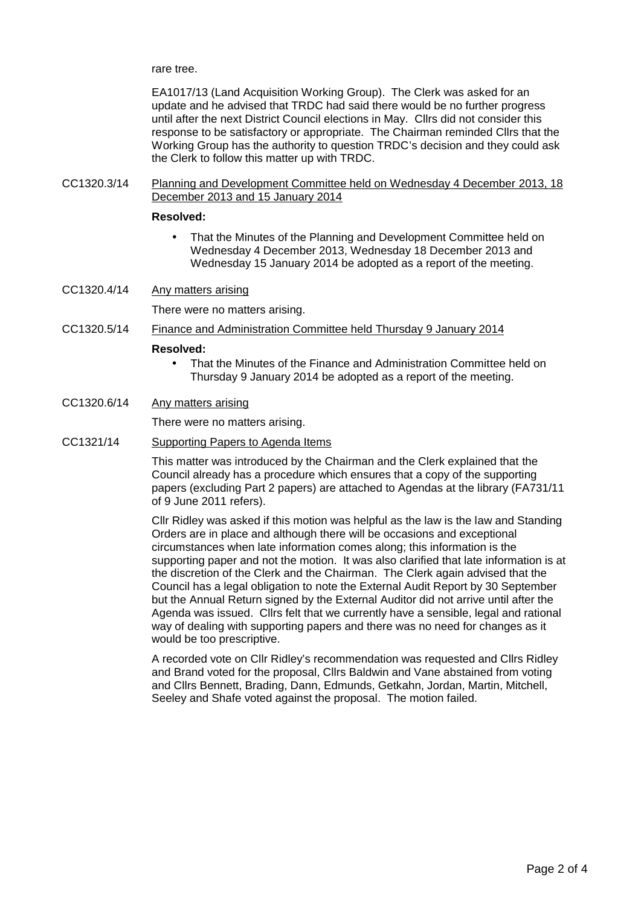rare tree.

EA1017/13 (Land Acquisition Working Group). The Clerk was asked for an update and he advised that TRDC had said there would be no further progress until after the next District Council elections in May. Cllrs did not consider this response to be satisfactory or appropriate. The Chairman reminded Cllrs that the Working Group has the authority to question TRDC's decision and they could ask the Clerk to follow this matter up with TRDC.

CC1320.3/14 Planning and Development Committee held on Wednesday 4 December 2013, 18 December 2013 and 15 January 2014

**Resolved:**

- That the Minutes of the Planning and Development Committee held on Wednesday 4 December 2013, Wednesday 18 December 2013 and Wednesday 15 January 2014 be adopted as a report of the meeting.

CC1320.4/14 Any matters arising

There were no matters arising.

CC1320.5/14 Finance and Administration Committee held Thursday 9 January 2014

**Resolved:**

- That the Minutes of the Finance and Administration Committee held on Thursday 9 January 2014 be adopted as a report of the meeting.

CC1320.6/14 Any matters arising

There were no matters arising.

CC1321/14 Supporting Papers to Agenda Items

This matter was introduced by the Chairman and the Clerk explained that the Council already has a procedure which ensures that a copy of the supporting papers (excluding Part 2 papers) are attached to Agendas at the library (FA731/11 of 9 June 2011 refers).

Cllr Ridley was asked if this motion was helpful as the law is the law and Standing Orders are in place and although there will be occasions and exceptional circumstances when late information comes along; this information is the supporting paper and not the motion. It was also clarified that late information is at the discretion of the Clerk and the Chairman. The Clerk again advised that the Council has a legal obligation to note the External Audit Report by 30 September but the Annual Return signed by the External Auditor did not arrive until after the Agenda was issued. Cllrs felt that we currently have a sensible, legal and rational way of dealing with supporting papers and there was no need for changes as it would be too prescriptive.

A recorded vote on Cllr Ridley's recommendation was requested and Cllrs Ridley and Brand voted for the proposal, Cllrs Baldwin and Vane abstained from voting and Cllrs Bennett, Brading, Dann, Edmunds, Getkahn, Jordan, Martin, Mitchell, Seeley and Shafe voted against the proposal. The motion failed.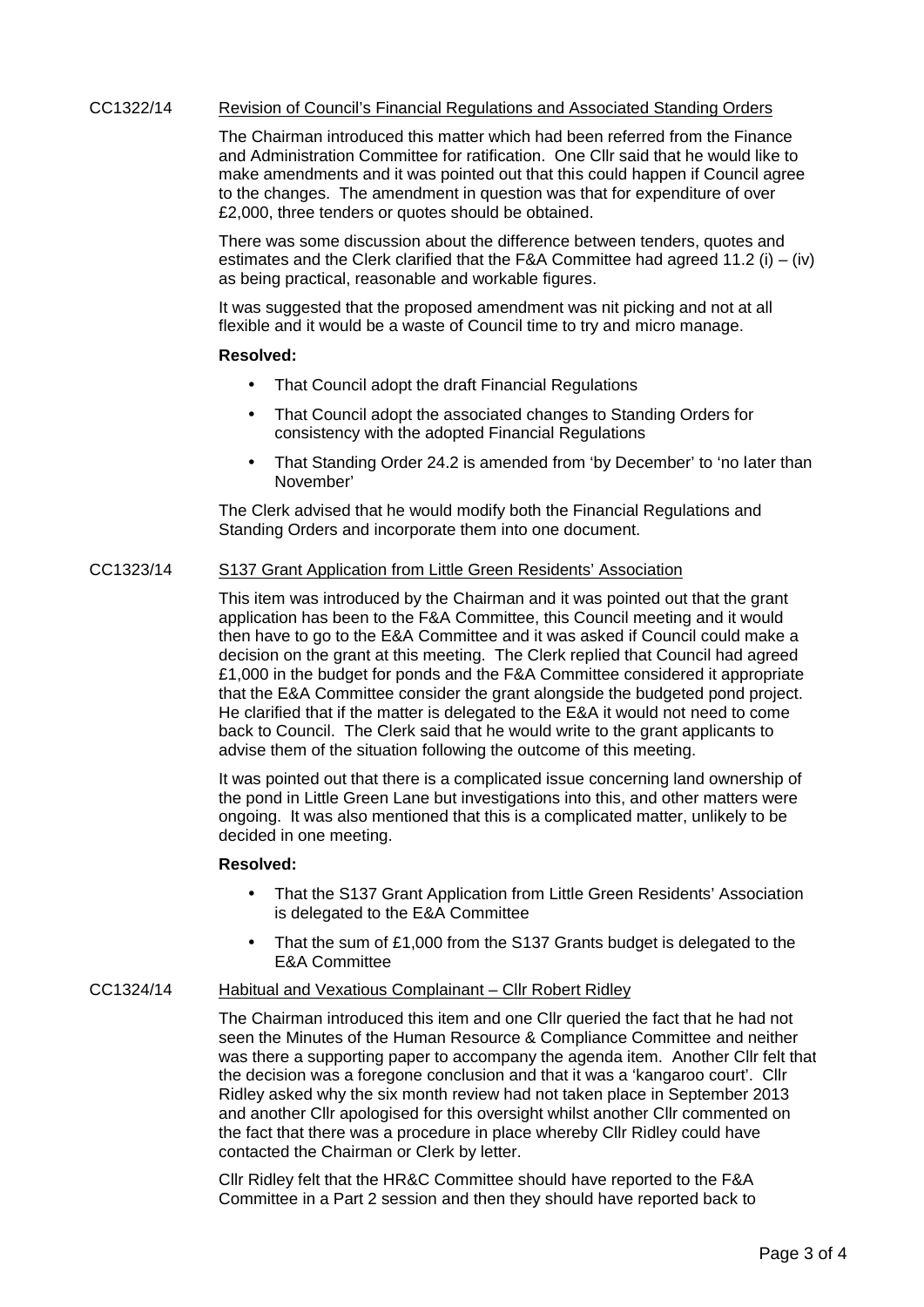CC1322/14 Revision of Council's Financial Regulations and Associated Standing Orders

The Chairman introduced this matter which had been referred from the Finance and Administration Committee for ratification. One Cllr said that he would like to make amendments and it was pointed out that this could happen if Council agree to the changes. The amendment in question was that for expenditure of over £2,000, three tenders or quotes should be obtained.

There was some discussion about the difference between tenders, quotes and estimates and the Clerk clarified that the F&A Committee had agreed 11.2 (i) – (iv) as being practical, reasonable and workable figures.

It was suggested that the proposed amendment was nit picking and not at all flexible and it would be a waste of Council time to try and micro manage.

**Resolved:**

- That Council adopt the draft Financial Regulations
- That Council adopt the associated changes to Standing Orders for consistency with the adopted Financial Regulations
- That Standing Order 24.2 is amended from 'by December' to 'no later than November'

The Clerk advised that he would modify both the Financial Regulations and Standing Orders and incorporate them into one document.

CC1323/14 S137 Grant Application from Little Green Residents' Association

This item was introduced by the Chairman and it was pointed out that the grant application has been to the F&A Committee, this Council meeting and it would then have to go to the E&A Committee and it was asked if Council could make a decision on the grant at this meeting. The Clerk replied that Council had agreed £1,000 in the budget for ponds and the F&A Committee considered it appropriate that the E&A Committee consider the grant alongside the budgeted pond project. He clarified that if the matter is delegated to the E&A it would not need to come back to Council. The Clerk said that he would write to the grant applicants to advise them of the situation following the outcome of this meeting.

It was pointed out that there is a complicated issue concerning land ownership of the pond in Little Green Lane but investigations into this, and other matters were ongoing. It was also mentioned that this is a complicated matter, unlikely to be decided in one meeting.

**Resolved:**

- That the S137 Grant Application from Little Green Residents' Association is delegated to the E&A Committee
- That the sum of £1,000 from the S137 Grants budget is delegated to the E&A Committee

CC1324/14 Habitual and Vexatious Complainant – Cllr Robert Ridley

The Chairman introduced this item and one Cllr queried the fact that he had not seen the Minutes of the Human Resource & Compliance Committee and neither was there a supporting paper to accompany the agenda item. Another Cllr felt that the decision was a foregone conclusion and that it was a 'kangaroo court'. Cllr Ridley asked why the six month review had not taken place in September 2013 and another Cllr apologised for this oversight whilst another Cllr commented on the fact that there was a procedure in place whereby Cllr Ridley could have contacted the Chairman or Clerk by letter.

Cllr Ridley felt that the HR&C Committee should have reported to the F&A Committee in a Part 2 session and then they should have reported back to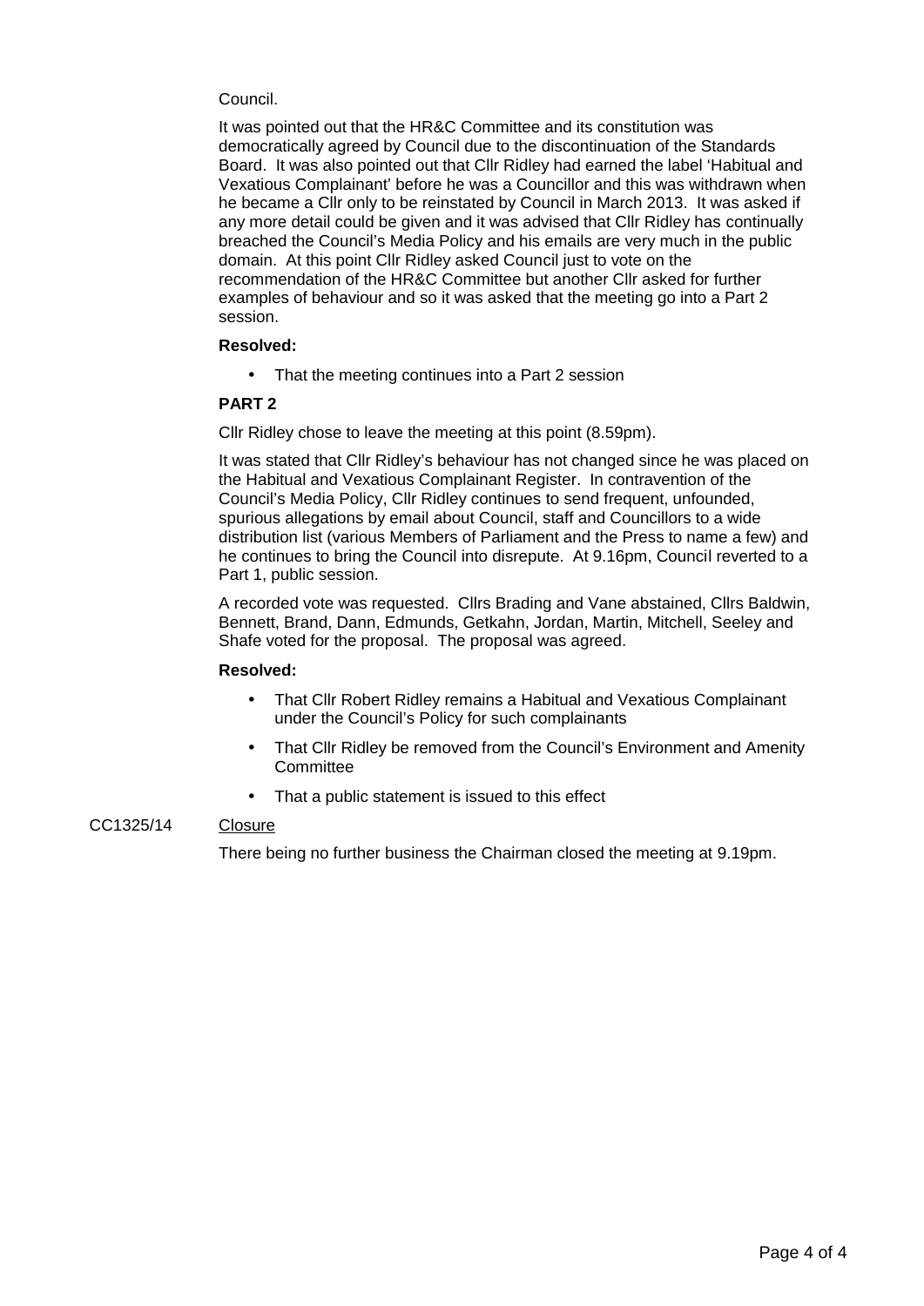Council.

It was pointed out that the HR&C Committee and its constitution was democratically agreed by Council due to the discontinuation of the Standards Board. It was also pointed out that Cllr Ridley had earned the label 'Habitual and Vexatious Complainant' before he was a Councillor and this was withdrawn when he became a Cllr only to be reinstated by Council in March 2013. It was asked if any more detail could be given and it was advised that Cllr Ridley has continually breached the Council's Media Policy and his emails are very much in the public domain. At this point Cllr Ridley asked Council just to vote on the recommendation of the HR&C Committee but another Cllr asked for further examples of behaviour and so it was asked that the meeting go into a Part 2 session.

**Resolved:**

- That the meeting continues into a Part 2 session

**PART 2**

Cllr Ridley chose to leave the meeting at this point (8.59pm).

It was stated that Cllr Ridley's behaviour has not changed since he was placed on the Habitual and Vexatious Complainant Register. In contravention of the Council's Media Policy, Cllr Ridley continues to send frequent, unfounded, spurious allegations by email about Council, staff and Councillors to a wide distribution list (various Members of Parliament and the Press to name a few) and he continues to bring the Council into disrepute. At 9.16pm, Council reverted to a Part 1, public session.

A recorded vote was requested. Cllrs Brading and Vane abstained, Cllrs Baldwin, Bennett, Brand, Dann, Edmunds, Getkahn, Jordan, Martin, Mitchell, Seeley and Shafe voted for the proposal. The proposal was agreed.

**Resolved:**

- That Cllr Robert Ridley remains a Habitual and Vexatious Complainant under the Council's Policy for such complainants
- That Cllr Ridley be removed from the Council's Environment and Amenity Committee
- That a public statement is issued to this effect

CC1325/14 Closure

There being no further business the Chairman closed the meeting at 9.19pm.